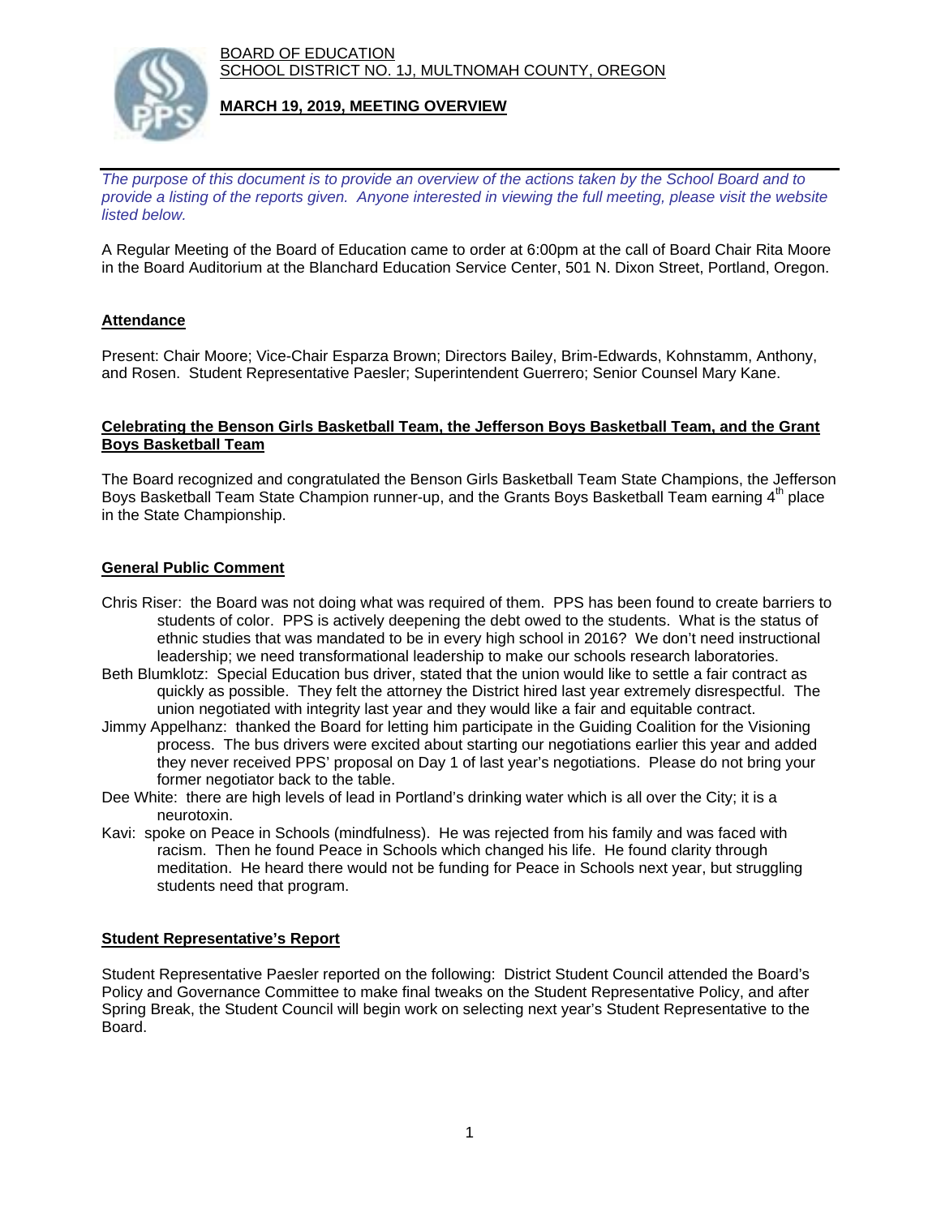BOARD OF EDUCATION
SCHOOL DISTRICT NO. 1J, MULTNOMAH COUNTY, OREGON

**MARCH 19, 2019, MEETING OVERVIEW**

*The purpose of this document is to provide an overview of the actions taken by the School Board and to provide a listing of the reports given. Anyone interested in viewing the full meeting, please visit the website listed below.*

A Regular Meeting of the Board of Education came to order at 6:00pm at the call of Board Chair Rita Moore in the Board Auditorium at the Blanchard Education Service Center, 501 N. Dixon Street, Portland, Oregon.

## Attendance

Present: Chair Moore; Vice-Chair Esparza Brown; Directors Bailey, Brim-Edwards, Kohnstamm, Anthony, and Rosen. Student Representative Paesler; Superintendent Guerrero; Senior Counsel Mary Kane.

## Celebrating the Benson Girls Basketball Team, the Jefferson Boys Basketball Team, and the Grant Boys Basketball Team

The Board recognized and congratulated the Benson Girls Basketball Team State Champions, the Jefferson Boys Basketball Team State Champion runner-up, and the Grants Boys Basketball Team earning 4th place in the State Championship.

## General Public Comment

Chris Riser: the Board was not doing what was required of them. PPS has been found to create barriers to students of color. PPS is actively deepening the debt owed to the students. What is the status of ethnic studies that was mandated to be in every high school in 2016? We don't need instructional leadership; we need transformational leadership to make our schools research laboratories.

Beth Blumklotz: Special Education bus driver, stated that the union would like to settle a fair contract as quickly as possible. They felt the attorney the District hired last year extremely disrespectful. The union negotiated with integrity last year and they would like a fair and equitable contract.

Jimmy Appelhanz: thanked the Board for letting him participate in the Guiding Coalition for the Visioning process. The bus drivers were excited about starting our negotiations earlier this year and added they never received PPS' proposal on Day 1 of last year's negotiations. Please do not bring your former negotiator back to the table.

Dee White: there are high levels of lead in Portland's drinking water which is all over the City; it is a neurotoxin.

Kavi: spoke on Peace in Schools (mindfulness). He was rejected from his family and was faced with racism. Then he found Peace in Schools which changed his life. He found clarity through meditation. He heard there would not be funding for Peace in Schools next year, but struggling students need that program.

## Student Representative's Report

Student Representative Paesler reported on the following: District Student Council attended the Board's Policy and Governance Committee to make final tweaks on the Student Representative Policy, and after Spring Break, the Student Council will begin work on selecting next year's Student Representative to the Board.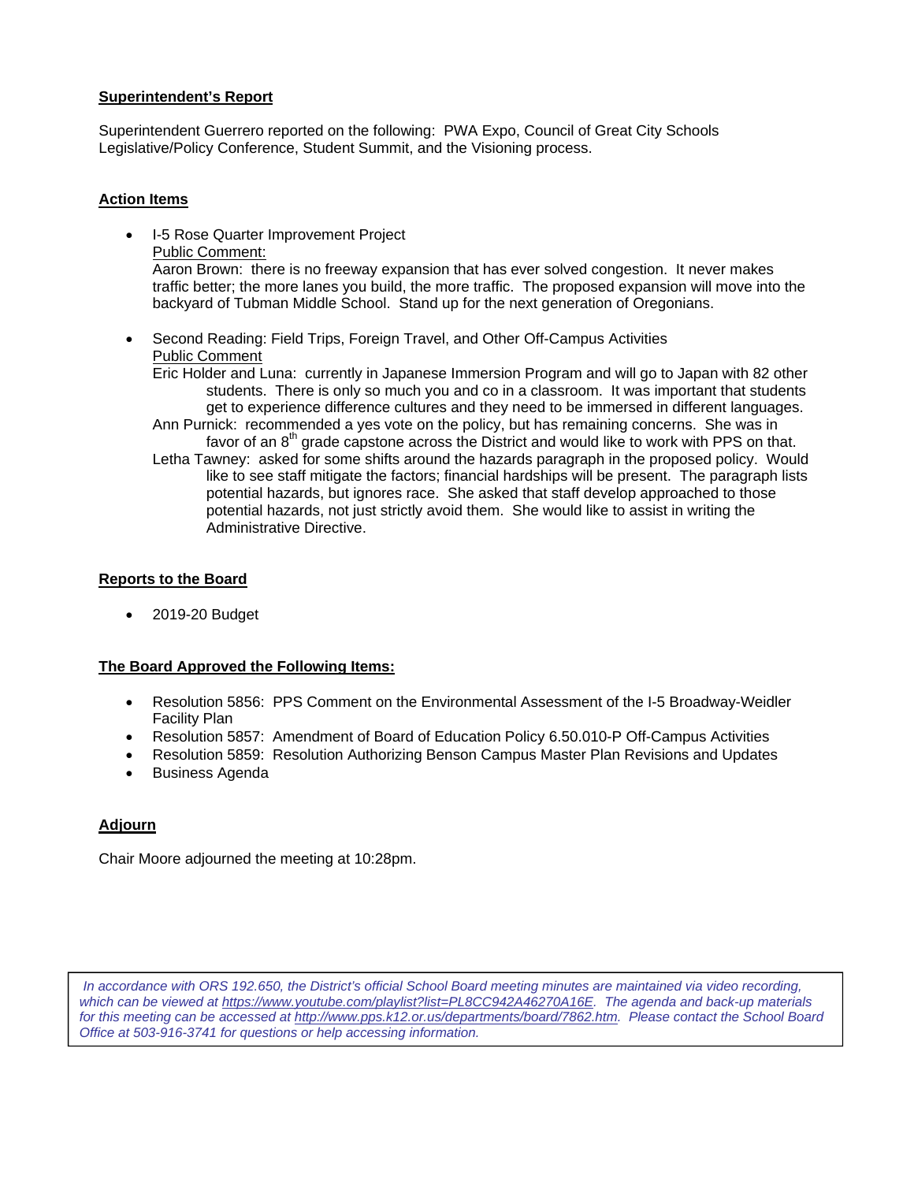**Superintendent's Report**

Superintendent Guerrero reported on the following: PWA Expo, Council of Great City Schools Legislative/Policy Conference, Student Summit, and the Visioning process.

**Action Items**

- I-5 Rose Quarter Improvement Project
  Public Comment:
  Aaron Brown: there is no freeway expansion that has ever solved congestion. It never makes traffic better; the more lanes you build, the more traffic. The proposed expansion will move into the backyard of Tubman Middle School. Stand up for the next generation of Oregonians.

- Second Reading: Field Trips, Foreign Travel, and Other Off-Campus Activities
  Public Comment
  Eric Holder and Luna: currently in Japanese Immersion Program and will go to Japan with 82 other students. There is only so much you and co in a classroom. It was important that students get to experience difference cultures and they need to be immersed in different languages.
  Ann Purnick: recommended a yes vote on the policy, but has remaining concerns. She was in favor of an 8th grade capstone across the District and would like to work with PPS on that.
  Letha Tawney: asked for some shifts around the hazards paragraph in the proposed policy. Would like to see staff mitigate the factors; financial hardships will be present. The paragraph lists potential hazards, but ignores race. She asked that staff develop approached to those potential hazards, not just strictly avoid them. She would like to assist in writing the Administrative Directive.

**Reports to the Board**

- 2019-20 Budget

**The Board Approved the Following Items:**

- Resolution 5856: PPS Comment on the Environmental Assessment of the I-5 Broadway-Weidler Facility Plan
- Resolution 5857: Amendment of Board of Education Policy 6.50.010-P Off-Campus Activities
- Resolution 5859: Resolution Authorizing Benson Campus Master Plan Revisions and Updates
- Business Agenda

**Adjourn**

Chair Moore adjourned the meeting at 10:28pm.

*In accordance with ORS 192.650, the District's official School Board meeting minutes are maintained via video recording, which can be viewed at https://www.youtube.com/playlist?list=PL8CC942A46270A16E. The agenda and back-up materials for this meeting can be accessed at http://www.pps.k12.or.us/departments/board/7862.htm. Please contact the School Board Office at 503-916-3741 for questions or help accessing information.*